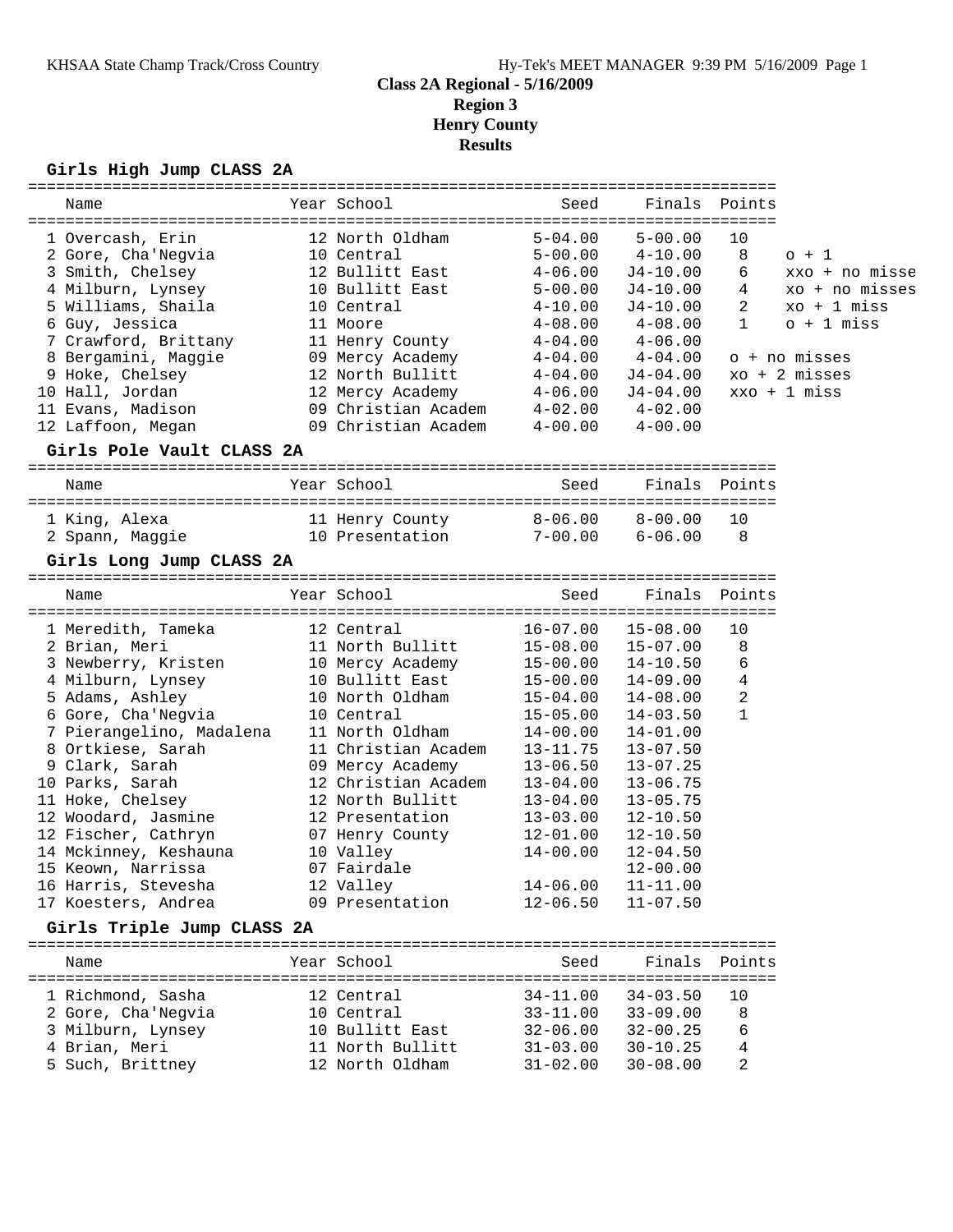# Class 2A Regional - 5/16/2009
## Region 3
## Henry County
## Results

### Girls High Jump CLASS 2A

| | Name | Year | School | Seed | Finals | Points | |
|---|---|---|---|---|---|---|---|
| 1 | Overcash, Erin | 12 | North Oldham | 5-04.00 | 5-00.00 | 10 | |
| 2 | Gore, Cha'Negvia | 10 | Central | 5-00.00 | 4-10.00 | 8 | o + 1 |
| 3 | Smith, Chelsey | 12 | Bullitt East | 4-06.00 | J4-10.00 | 6 | xxo + no misse |
| 4 | Milburn, Lynsey | 10 | Bullitt East | 5-00.00 | J4-10.00 | 4 | xo + no misses |
| 5 | Williams, Shaila | 10 | Central | 4-10.00 | J4-10.00 | 2 | xo + 1 miss |
| 6 | Guy, Jessica | 11 | Moore | 4-08.00 | 4-08.00 | 1 | o + 1 miss |
| 7 | Crawford, Brittany | 11 | Henry County | 4-04.00 | 4-06.00 | | |
| 8 | Bergamini, Maggie | 09 | Mercy Academy | 4-04.00 | 4-04.00 | | o + no misses |
| 9 | Hoke, Chelsey | 12 | North Bullitt | 4-04.00 | J4-04.00 | | xo + 2 misses |
| 10 | Hall, Jordan | 12 | Mercy Academy | 4-06.00 | J4-04.00 | | xxo + 1 miss |
| 11 | Evans, Madison | 09 | Christian Academ | 4-02.00 | 4-02.00 | | |
| 12 | Laffoon, Megan | 09 | Christian Academ | 4-00.00 | 4-00.00 | | |

### Girls Pole Vault CLASS 2A

| | Name | Year | School | Seed | Finals | Points |
|---|---|---|---|---|---|---|
| 1 | King, Alexa | 11 | Henry County | 8-06.00 | 8-00.00 | 10 |
| 2 | Spann, Maggie | 10 | Presentation | 7-00.00 | 6-06.00 | 8 |

### Girls Long Jump CLASS 2A

| | Name | Year | School | Seed | Finals | Points |
|---|---|---|---|---|---|---|
| 1 | Meredith, Tameka | 12 | Central | 16-07.00 | 15-08.00 | 10 |
| 2 | Brian, Meri | 11 | North Bullitt | 15-08.00 | 15-07.00 | 8 |
| 3 | Newberry, Kristen | 10 | Mercy Academy | 15-00.00 | 14-10.50 | 6 |
| 4 | Milburn, Lynsey | 10 | Bullitt East | 15-00.00 | 14-09.00 | 4 |
| 5 | Adams, Ashley | 10 | North Oldham | 15-04.00 | 14-08.00 | 2 |
| 6 | Gore, Cha'Negvia | 10 | Central | 15-05.00 | 14-03.50 | 1 |
| 7 | Pierangelino, Madalena | 11 | North Oldham | 14-00.00 | 14-01.00 | |
| 8 | Ortkiese, Sarah | 11 | Christian Academ | 13-11.75 | 13-07.50 | |
| 9 | Clark, Sarah | 09 | Mercy Academy | 13-06.50 | 13-07.25 | |
| 10 | Parks, Sarah | 12 | Christian Academ | 13-04.00 | 13-06.75 | |
| 11 | Hoke, Chelsey | 12 | North Bullitt | 13-04.00 | 13-05.75 | |
| 12 | Woodard, Jasmine | 12 | Presentation | 13-03.00 | 12-10.50 | |
| 12 | Fischer, Cathryn | 07 | Henry County | 12-01.00 | 12-10.50 | |
| 14 | Mckinney, Keshauna | 10 | Valley | 14-00.00 | 12-04.50 | |
| 15 | Keown, Narrissa | 07 | Fairdale | | 12-00.00 | |
| 16 | Harris, Stevesha | 12 | Valley | 14-06.00 | 11-11.00 | |
| 17 | Koesters, Andrea | 09 | Presentation | 12-06.50 | 11-07.50 | |

### Girls Triple Jump CLASS 2A

| | Name | Year | School | Seed | Finals | Points |
|---|---|---|---|---|---|---|
| 1 | Richmond, Sasha | 12 | Central | 34-11.00 | 34-03.50 | 10 |
| 2 | Gore, Cha'Negvia | 10 | Central | 33-11.00 | 33-09.00 | 8 |
| 3 | Milburn, Lynsey | 10 | Bullitt East | 32-06.00 | 32-00.25 | 6 |
| 4 | Brian, Meri | 11 | North Bullitt | 31-03.00 | 30-10.25 | 4 |
| 5 | Such, Brittney | 12 | North Oldham | 31-02.00 | 30-08.00 | 2 |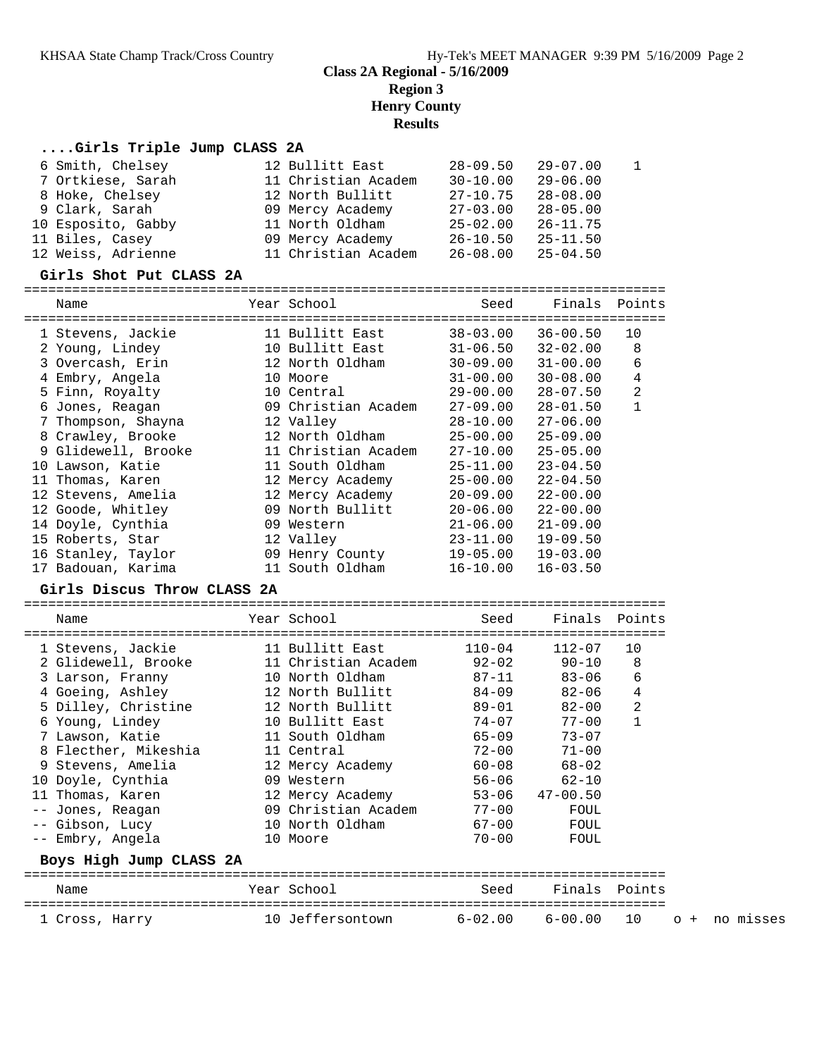# Class 2A Regional - 5/16/2009
## Region 3
## Henry County
## Results

### ....Girls Triple Jump CLASS 2A

| Place | Name | Year | School | Seed | Finals | Points |
|---|---|---|---|---|---|---|
| 6 | Smith, Chelsey | 12 | Bullitt East | 28-09.50 | 29-07.00 | 1 |
| 7 | Ortkiese, Sarah | 11 | Christian Academ | 30-10.00 | 29-06.00 | |
| 8 | Hoke, Chelsey | 12 | North Bullitt | 27-10.75 | 28-08.00 | |
| 9 | Clark, Sarah | 09 | Mercy Academy | 27-03.00 | 28-05.00 | |
| 10 | Esposito, Gabby | 11 | North Oldham | 25-02.00 | 26-11.75 | |
| 11 | Biles, Casey | 09 | Mercy Academy | 26-10.50 | 25-11.50 | |
| 12 | Weiss, Adrienne | 11 | Christian Academ | 26-08.00 | 25-04.50 | |

### Girls Shot Put CLASS 2A

| Place | Name | Year | School | Seed | Finals | Points |
|---|---|---|---|---|---|---|
| 1 | Stevens, Jackie | 11 | Bullitt East | 38-03.00 | 36-00.50 | 10 |
| 2 | Young, Lindey | 10 | Bullitt East | 31-06.50 | 32-02.00 | 8 |
| 3 | Overcash, Erin | 12 | North Oldham | 30-09.00 | 31-00.00 | 6 |
| 4 | Embry, Angela | 10 | Moore | 31-00.00 | 30-08.00 | 4 |
| 5 | Finn, Royalty | 10 | Central | 29-00.00 | 28-07.50 | 2 |
| 6 | Jones, Reagan | 09 | Christian Academ | 27-09.00 | 28-01.50 | 1 |
| 7 | Thompson, Shayna | 12 | Valley | 28-10.00 | 27-06.00 | |
| 8 | Crawley, Brooke | 12 | North Oldham | 25-00.00 | 25-09.00 | |
| 9 | Glidewell, Brooke | 11 | Christian Academ | 27-10.00 | 25-05.00 | |
| 10 | Lawson, Katie | 11 | South Oldham | 25-11.00 | 23-04.50 | |
| 11 | Thomas, Karen | 12 | Mercy Academy | 25-00.00 | 22-04.50 | |
| 12 | Stevens, Amelia | 12 | Mercy Academy | 20-09.00 | 22-00.00 | |
| 12 | Goode, Whitley | 09 | North Bullitt | 20-06.00 | 22-00.00 | |
| 14 | Doyle, Cynthia | 09 | Western | 21-06.00 | 21-09.00 | |
| 15 | Roberts, Star | 12 | Valley | 23-11.00 | 19-09.50 | |
| 16 | Stanley, Taylor | 09 | Henry County | 19-05.00 | 19-03.00 | |
| 17 | Badouan, Karima | 11 | South Oldham | 16-10.00 | 16-03.50 | |

### Girls Discus Throw CLASS 2A

| Place | Name | Year | School | Seed | Finals | Points |
|---|---|---|---|---|---|---|
| 1 | Stevens, Jackie | 11 | Bullitt East | 110-04 | 112-07 | 10 |
| 2 | Glidewell, Brooke | 11 | Christian Academ | 92-02 | 90-10 | 8 |
| 3 | Larson, Franny | 10 | North Oldham | 87-11 | 83-06 | 6 |
| 4 | Goeing, Ashley | 12 | North Bullitt | 84-09 | 82-06 | 4 |
| 5 | Dilley, Christine | 12 | North Bullitt | 89-01 | 82-00 | 2 |
| 6 | Young, Lindey | 10 | Bullitt East | 74-07 | 77-00 | 1 |
| 7 | Lawson, Katie | 11 | South Oldham | 65-09 | 73-07 | |
| 8 | Flecther, Mikeshia | 11 | Central | 72-00 | 71-00 | |
| 9 | Stevens, Amelia | 12 | Mercy Academy | 60-08 | 68-02 | |
| 10 | Doyle, Cynthia | 09 | Western | 56-06 | 62-10 | |
| 11 | Thomas, Karen | 12 | Mercy Academy | 53-06 | 47-00.50 | |
| -- | Jones, Reagan | 09 | Christian Academ | 77-00 | FOUL | |
| -- | Gibson, Lucy | 10 | North Oldham | 67-00 | FOUL | |
| -- | Embry, Angela | 10 | Moore | 70-00 | FOUL | |

### Boys High Jump CLASS 2A

| Place | Name | Year | School | Seed | Finals | Points | |
|---|---|---|---|---|---|---|---|
| 1 | Cross, Harry | 10 | Jeffersontown | 6-02.00 | 6-00.00 | 10 | o + no misses |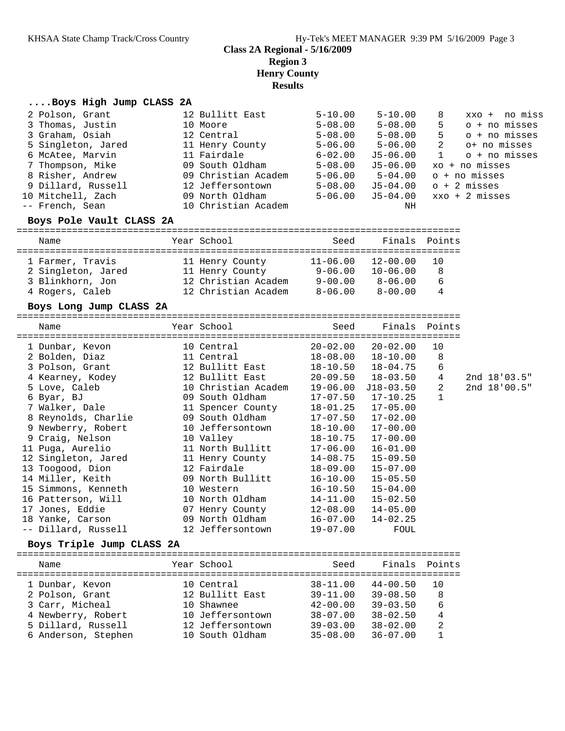## Class 2A Regional - 5/16/2009
## Region 3
## Henry County
## Results

### ....Boys High Jump CLASS 2A

| Place | Name | Year | School | Seed | Finals | Points | |
|---|---|---|---|---|---|---|---|
| 2 | Polson, Grant | 12 | Bullitt East | 5-10.00 | 5-10.00 | 8 | xxo + no miss |
| 3 | Thomas, Justin | 10 | Moore | 5-08.00 | 5-08.00 | 5 | o + no misses |
| 3 | Graham, Osiah | 12 | Central | 5-08.00 | 5-08.00 | 5 | o + no misses |
| 5 | Singleton, Jared | 11 | Henry County | 5-06.00 | 5-06.00 | 2 | o+ no misses |
| 6 | McAtee, Marvin | 11 | Fairdale | 6-02.00 | J5-06.00 | 1 | o + no misses |
| 7 | Thompson, Mike | 09 | South Oldham | 5-08.00 | J5-06.00 | | xo + no misses |
| 8 | Risher, Andrew | 09 | Christian Academ | 5-06.00 | 5-04.00 | | o + no misses |
| 9 | Dillard, Russell | 12 | Jeffersontown | 5-08.00 | J5-04.00 | | o + 2 misses |
| 10 | Mitchell, Zach | 09 | North Oldham | 5-06.00 | J5-04.00 | | xxo + 2 misses |
| -- | French, Sean | 10 | Christian Academ | | NH | | |

### Boys Pole Vault CLASS 2A

| Place | Name | Year | School | Seed | Finals | Points |
|---|---|---|---|---|---|---|
| 1 | Farmer, Travis | 11 | Henry County | 11-06.00 | 12-00.00 | 10 |
| 2 | Singleton, Jared | 11 | Henry County | 9-06.00 | 10-06.00 | 8 |
| 3 | Blinkhorn, Jon | 12 | Christian Academ | 9-00.00 | 8-06.00 | 6 |
| 4 | Rogers, Caleb | 12 | Christian Academ | 8-06.00 | 8-00.00 | 4 |

### Boys Long Jump CLASS 2A

| Place | Name | Year | School | Seed | Finals | Points | |
|---|---|---|---|---|---|---|---|
| 1 | Dunbar, Kevon | 10 | Central | 20-02.00 | 20-02.00 | 10 | |
| 2 | Bolden, Diaz | 11 | Central | 18-08.00 | 18-10.00 | 8 | |
| 3 | Polson, Grant | 12 | Bullitt East | 18-10.50 | 18-04.75 | 6 | |
| 4 | Kearney, Kodey | 12 | Bullitt East | 20-09.50 | 18-03.50 | 4 | 2nd 18'03.5" |
| 5 | Love, Caleb | 10 | Christian Academ | 19-06.00 | J18-03.50 | 2 | 2nd 18'00.5" |
| 6 | Byar, BJ | 09 | South Oldham | 17-07.50 | 17-10.25 | 1 | |
| 7 | Walker, Dale | 11 | Spencer County | 18-01.25 | 17-05.00 | | |
| 8 | Reynolds, Charlie | 09 | South Oldham | 17-07.50 | 17-02.00 | | |
| 9 | Newberry, Robert | 10 | Jeffersontown | 18-10.00 | 17-00.00 | | |
| 9 | Craig, Nelson | 10 | Valley | 18-10.75 | 17-00.00 | | |
| 11 | Puga, Aurelio | 11 | North Bullitt | 17-06.00 | 16-01.00 | | |
| 12 | Singleton, Jared | 11 | Henry County | 14-08.75 | 15-09.50 | | |
| 13 | Toogood, Dion | 12 | Fairdale | 18-09.00 | 15-07.00 | | |
| 14 | Miller, Keith | 09 | North Bullitt | 16-10.00 | 15-05.50 | | |
| 15 | Simmons, Kenneth | 10 | Western | 16-10.50 | 15-04.00 | | |
| 16 | Patterson, Will | 10 | North Oldham | 14-11.00 | 15-02.50 | | |
| 17 | Jones, Eddie | 07 | Henry County | 12-08.00 | 14-05.00 | | |
| 18 | Yanke, Carson | 09 | North Oldham | 16-07.00 | 14-02.25 | | |
| -- | Dillard, Russell | 12 | Jeffersontown | 19-07.00 | FOUL | | |

### Boys Triple Jump CLASS 2A

| Place | Name | Year | School | Seed | Finals | Points |
|---|---|---|---|---|---|---|
| 1 | Dunbar, Kevon | 10 | Central | 38-11.00 | 44-00.50 | 10 |
| 2 | Polson, Grant | 12 | Bullitt East | 39-11.00 | 39-08.50 | 8 |
| 3 | Carr, Micheal | 10 | Shawnee | 42-00.00 | 39-03.50 | 6 |
| 4 | Newberry, Robert | 10 | Jeffersontown | 38-07.00 | 38-02.50 | 4 |
| 5 | Dillard, Russell | 12 | Jeffersontown | 39-03.00 | 38-02.00 | 2 |
| 6 | Anderson, Stephen | 10 | South Oldham | 35-08.00 | 36-07.00 | 1 |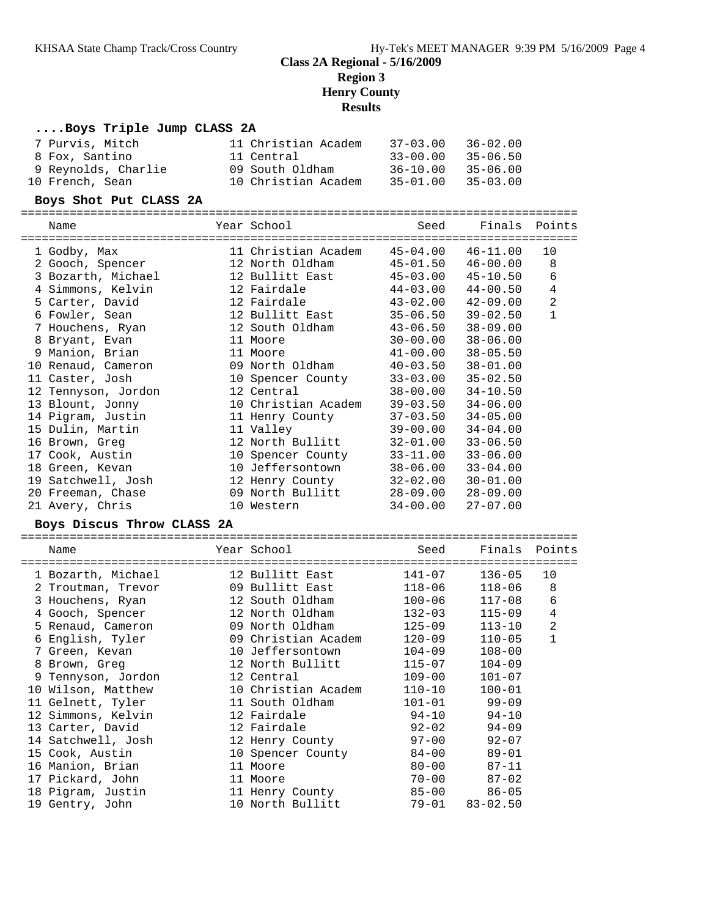# Class 2A Regional - 5/16/2009
## Region 3
## Henry County
## Results

### ....Boys Triple Jump CLASS 2A

| Place | Name | Year | School | Seed | Finals |
|---|---|---|---|---|---|
| 7 | Purvis, Mitch | 11 | Christian Academ | 37-03.00 | 36-02.00 |
| 8 | Fox, Santino | 11 | Central | 33-00.00 | 35-06.50 |
| 9 | Reynolds, Charlie | 09 | South Oldham | 36-10.00 | 35-06.00 |
| 10 | French, Sean | 10 | Christian Academ | 35-01.00 | 35-03.00 |

### Boys Shot Put CLASS 2A

| Place | Name | Year | School | Seed | Finals | Points |
|---|---|---|---|---|---|---|
| 1 | Godby, Max | 11 | Christian Academ | 45-04.00 | 46-11.00 | 10 |
| 2 | Gooch, Spencer | 12 | North Oldham | 45-01.50 | 46-00.00 | 8 |
| 3 | Bozarth, Michael | 12 | Bullitt East | 45-03.00 | 45-10.50 | 6 |
| 4 | Simmons, Kelvin | 12 | Fairdale | 44-03.00 | 44-00.50 | 4 |
| 5 | Carter, David | 12 | Fairdale | 43-02.00 | 42-09.00 | 2 |
| 6 | Fowler, Sean | 12 | Bullitt East | 35-06.50 | 39-02.50 | 1 |
| 7 | Houchens, Ryan | 12 | South Oldham | 43-06.50 | 38-09.00 | |
| 8 | Bryant, Evan | 11 | Moore | 30-00.00 | 38-06.00 | |
| 9 | Manion, Brian | 11 | Moore | 41-00.00 | 38-05.50 | |
| 10 | Renaud, Cameron | 09 | North Oldham | 40-03.50 | 38-01.00 | |
| 11 | Caster, Josh | 10 | Spencer County | 33-03.00 | 35-02.50 | |
| 12 | Tennyson, Jordon | 12 | Central | 38-00.00 | 34-10.50 | |
| 13 | Blount, Jonny | 10 | Christian Academ | 39-03.50 | 34-06.00 | |
| 14 | Pigram, Justin | 11 | Henry County | 37-03.50 | 34-05.00 | |
| 15 | Dulin, Martin | 11 | Valley | 39-00.00 | 34-04.00 | |
| 16 | Brown, Greg | 12 | North Bullitt | 32-01.00 | 33-06.50 | |
| 17 | Cook, Austin | 10 | Spencer County | 33-11.00 | 33-06.00 | |
| 18 | Green, Kevan | 10 | Jeffersontown | 38-06.00 | 33-04.00 | |
| 19 | Satchwell, Josh | 12 | Henry County | 32-02.00 | 30-01.00 | |
| 20 | Freeman, Chase | 09 | North Bullitt | 28-09.00 | 28-09.00 | |
| 21 | Avery, Chris | 10 | Western | 34-00.00 | 27-07.00 | |

### Boys Discus Throw CLASS 2A

| Place | Name | Year | School | Seed | Finals | Points |
|---|---|---|---|---|---|---|
| 1 | Bozarth, Michael | 12 | Bullitt East | 141-07 | 136-05 | 10 |
| 2 | Troutman, Trevor | 09 | Bullitt East | 118-06 | 118-06 | 8 |
| 3 | Houchens, Ryan | 12 | South Oldham | 100-06 | 117-08 | 6 |
| 4 | Gooch, Spencer | 12 | North Oldham | 132-03 | 115-09 | 4 |
| 5 | Renaud, Cameron | 09 | North Oldham | 125-09 | 113-10 | 2 |
| 6 | English, Tyler | 09 | Christian Academ | 120-09 | 110-05 | 1 |
| 7 | Green, Kevan | 10 | Jeffersontown | 104-09 | 108-00 | |
| 8 | Brown, Greg | 12 | North Bullitt | 115-07 | 104-09 | |
| 9 | Tennyson, Jordon | 12 | Central | 109-00 | 101-07 | |
| 10 | Wilson, Matthew | 10 | Christian Academ | 110-10 | 100-01 | |
| 11 | Gelnett, Tyler | 11 | South Oldham | 101-01 | 99-09 | |
| 12 | Simmons, Kelvin | 12 | Fairdale | 94-10 | 94-10 | |
| 13 | Carter, David | 12 | Fairdale | 92-02 | 94-09 | |
| 14 | Satchwell, Josh | 12 | Henry County | 97-00 | 92-07 | |
| 15 | Cook, Austin | 10 | Spencer County | 84-00 | 89-01 | |
| 16 | Manion, Brian | 11 | Moore | 80-00 | 87-11 | |
| 17 | Pickard, John | 11 | Moore | 70-00 | 87-02 | |
| 18 | Pigram, Justin | 11 | Henry County | 85-00 | 86-05 | |
| 19 | Gentry, John | 10 | North Bullitt | 79-01 | 83-02.50 | |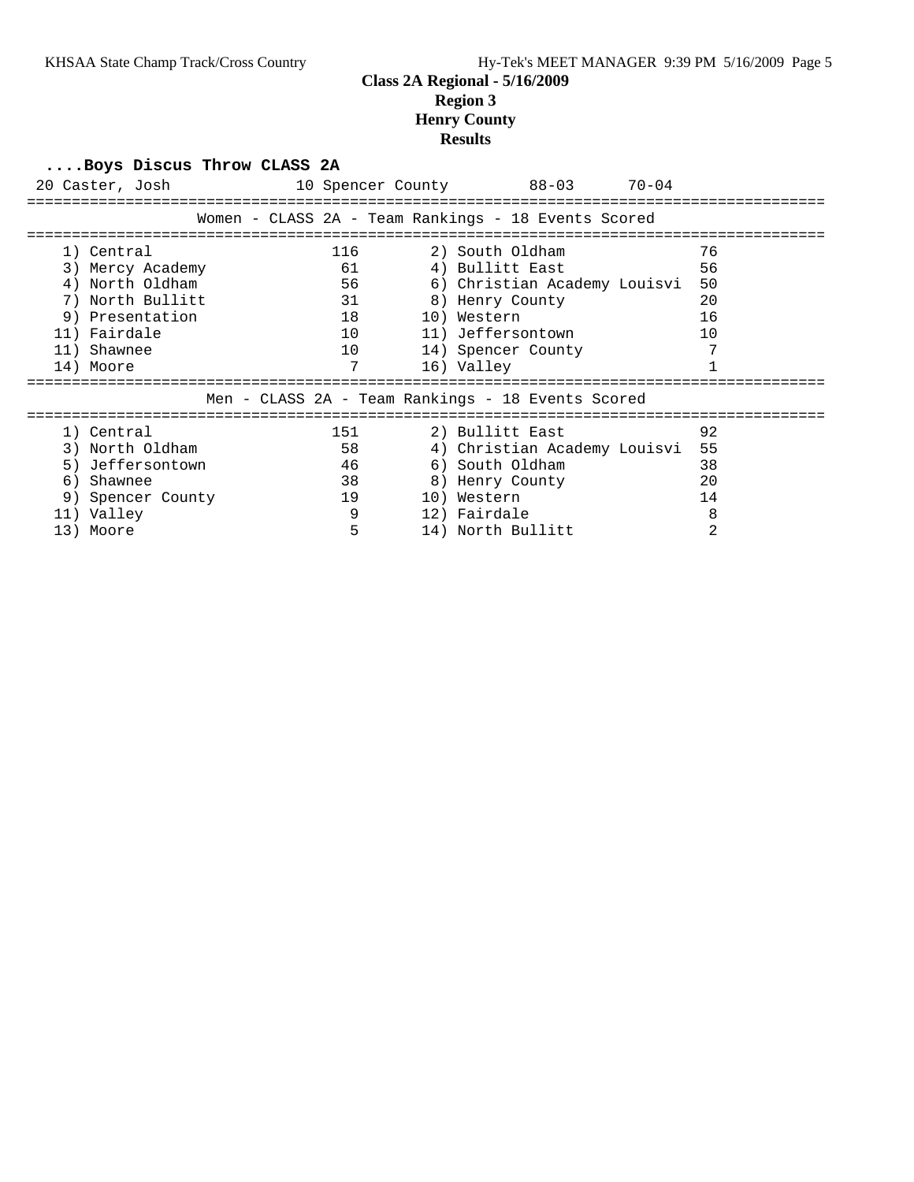# Class 2A Regional - 5/16/2009

## Region 3

## Henry County

## Results

### ....Boys Discus Throw CLASS 2A

| | | | | | |
|---|---|---|---|---|---|
| 20 | Caster, Josh | 10 | Spencer County | 88-03 | 70-04 |

### Women - CLASS 2A - Team Rankings - 18 Events Scored

| | | | | | |
|---|---|---|---|---|---|
| 1) | Central | 116 | 2) | South Oldham | 76 |
| 3) | Mercy Academy | 61 | 4) | Bullitt East | 56 |
| 4) | North Oldham | 56 | 6) | Christian Academy Louisvi | 50 |
| 7) | North Bullitt | 31 | 8) | Henry County | 20 |
| 9) | Presentation | 18 | 10) | Western | 16 |
| 11) | Fairdale | 10 | 11) | Jeffersontown | 10 |
| 11) | Shawnee | 10 | 14) | Spencer County | 7 |
| 14) | Moore | 7 | 16) | Valley | 1 |

### Men - CLASS 2A - Team Rankings - 18 Events Scored

| | | | | | |
|---|---|---|---|---|---|
| 1) | Central | 151 | 2) | Bullitt East | 92 |
| 3) | North Oldham | 58 | 4) | Christian Academy Louisvi | 55 |
| 5) | Jeffersontown | 46 | 6) | South Oldham | 38 |
| 6) | Shawnee | 38 | 8) | Henry County | 20 |
| 9) | Spencer County | 19 | 10) | Western | 14 |
| 11) | Valley | 9 | 12) | Fairdale | 8 |
| 13) | Moore | 5 | 14) | North Bullitt | 2 |